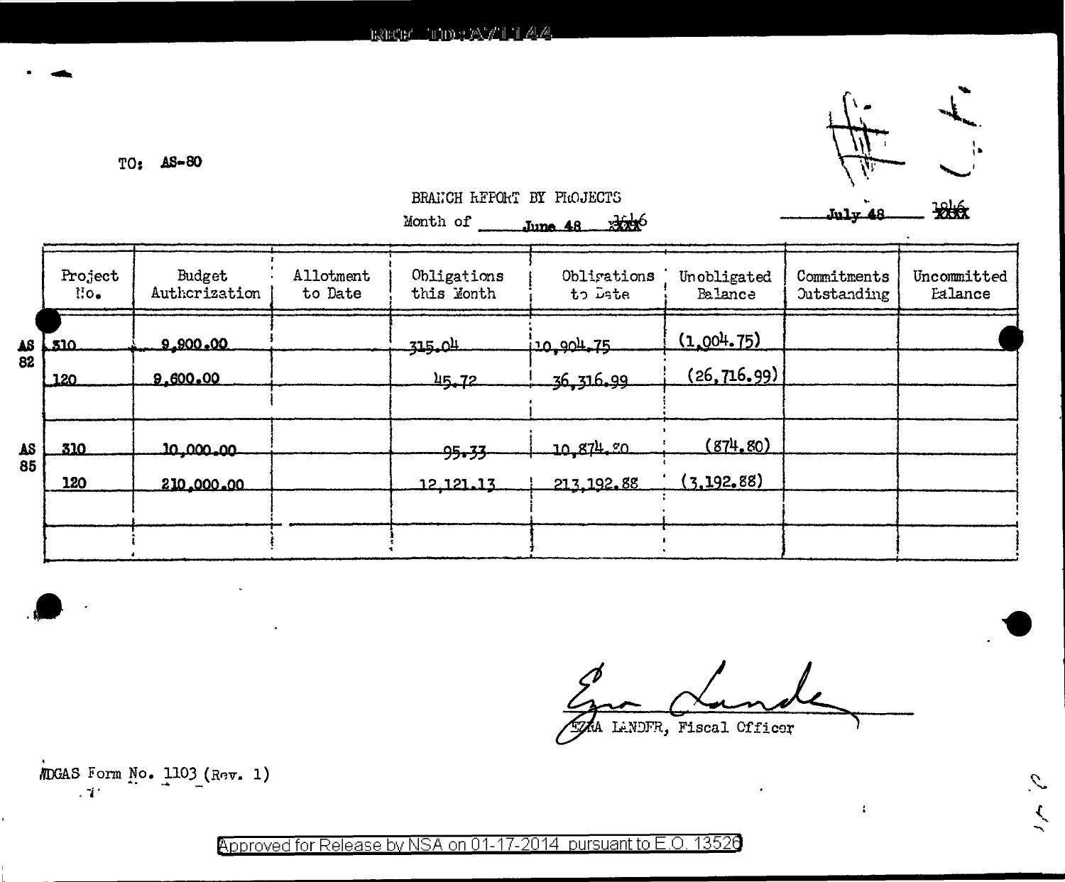REF ID:A71144

TO: AS-80

BRANCH REPORT BY PROJECTS

Month of June 48 ~~1946~~

July 48 ~~1946~~

| | Project No. | Budget Authorization | Allotment to Date | Obligations this Month | Obligations to Date | Unobligated Balance | Commitments Outstanding | Uncommitted Balance |
|---|---|---|---|---|---|---|---|---|
| AS 82 | 310 | 9,900.00 | | 315.04 | 10,904.75 | (1,004.75) | | |
| | 120 | 9,600.00 | | 45.72 | 36,316.99 | (26,716.99) | | |
| AS 85 | 310 | 10,000.00 | | 95.33 | 10,874.80 | (874.80) | | |
| | 120 | 210,000.00 | | 12,121.13 | 213,192.88 | (3,192.88) | | |

EZRA LANDER, Fiscal Officer

MDGAS Form No. 1103 (Rev. 1)

Approved for Release by NSA on 01-17-2014 pursuant to E.O. 13526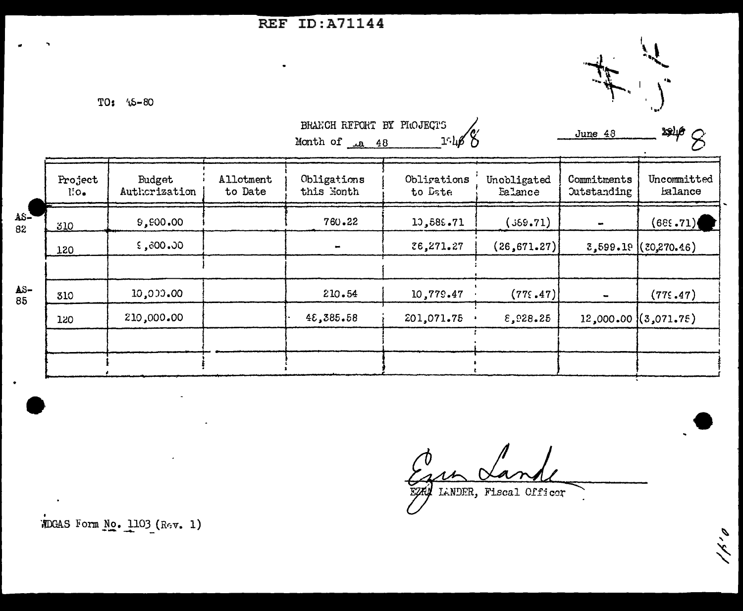REF ID:A71144

TO: AS-80

BRANCH REPORT BY PROJECTS

Month of Ja 48 1948

June 48 1948

| | Project No. | Budget Authorization | Allotment to Date | Obligations this Month | Obligations to Date | Unobligated Balance | Commitments Outstanding | Uncommitted Balance |
|---|---|---|---|---|---|---|---|---|
| AS-82 | 310 | 9,900.00 | | 760.22 | 10,589.71 | (689.71) | - | (689.71) |
| | 120 | 9,600.00 | | - | 36,271.27 | (26,671.27) | 3,599.19 | (30,270.46) |
| | | | | | | | | |
| AS-85 | 310 | 10,000.00 | | 210.54 | 10,779.47 | (779.47) | - | (779.47) |
| | 120 | 210,000.00 | | 48,385.58 | 201,071.75 | 8,928.25 | 12,000.00 | (3,071.75) |
| | | | | | | | | |
| | | | | | | | | |

Ezra Lander

EZRA LANDER, Fiscal Officer

WDGAS Form No. 1103 (Rev. 1)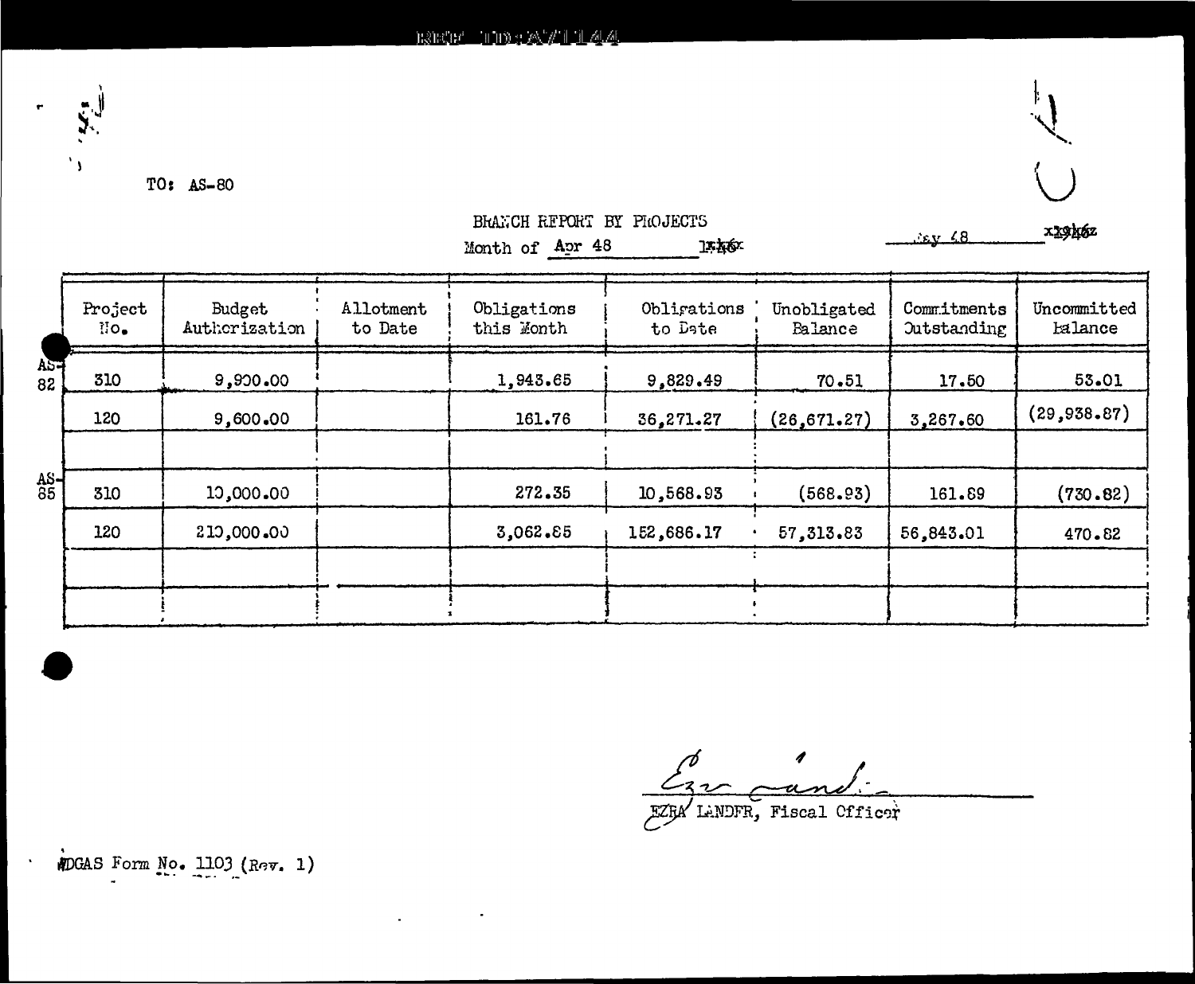REF ID:A71144

TO: AS-80

BRANCH REPORT BY PROJECTS

Month of Apr 48 ~~1946~~

May 48 ~~1946~~

| | Project No. | Budget Authorization | Allotment to Date | Obligations this Month | Obligations to Date | Unobligated Balance | Commitments Outstanding | Uncommitted Balance |
|---|---|---|---|---|---|---|---|---|
| AS-82 | 310 | 9,900.00 | | 1,943.65 | 9,829.49 | 70.51 | 17.50 | 53.01 |
| | 120 | 9,600.00 | | 161.76 | 36,271.27 | (26,671.27) | 3,267.60 | (29,938.87) |
| | | | | | | | | |
| AS-85 | 310 | 10,000.00 | | 272.35 | 10,568.93 | (568.93) | 161.89 | (730.82) |
| | 120 | 210,000.00 | | 3,062.85 | 152,686.17 | 57,313.83 | 56,843.01 | 470.82 |
| | | | | | | | | |
| | | | | | | | | |

EZRA LANDER, Fiscal Officer

WDGAS Form No. 1103 (Rev. 1)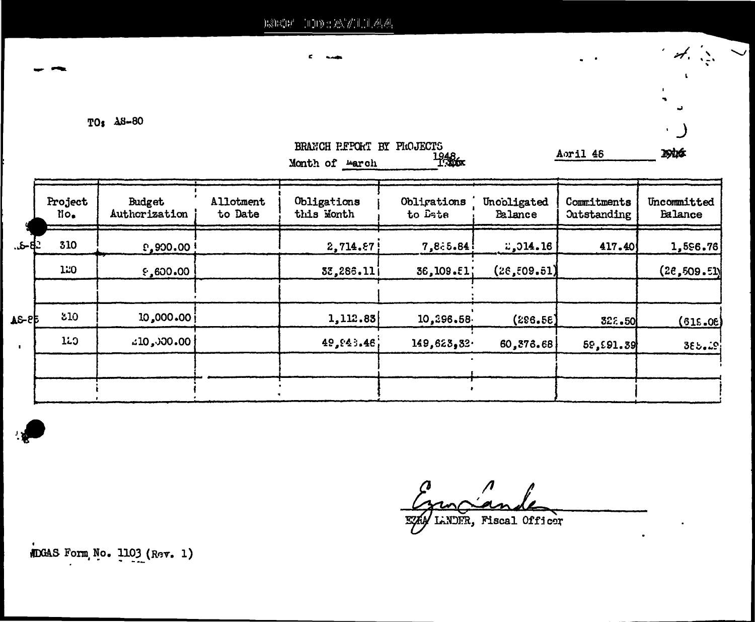TO: AS-80

BRANCH REPORT BY PROJECTS

Month of March 1948

April 46

| | Project No. | Budget Authorization | Allotment to Date | Obligations this Month | Obligations to Date | Unobligated Balance | Commitments Outstanding | Uncommitted Balance |
|---|---|---|---|---|---|---|---|---|
| AS-82 | 310 | 9,900.00 | | 2,714.87 | 7,885.84 | 2,014.16 | 417.40 | 1,596.76 |
| | 120 | 9,600.00 | | 33,286.11 | 36,109.51 | (26,509.51) | | (26,509.51) |
| | | | | | | | | |
| AS-85 | 310 | 10,000.00 | | 1,112.83 | 10,296.58 | (296.58) | 322.50 | (619.08) |
| | 140 | 210,000.00 | | 49,943.46 | 149,623.32 | 60,376.68 | 59,991.39 | 385.29 |
| | | | | | | | | |
| | | | | | | | | |

EZRA LANDER, Fiscal Officer

MDGAS Form No. 1103 (Rev. 1)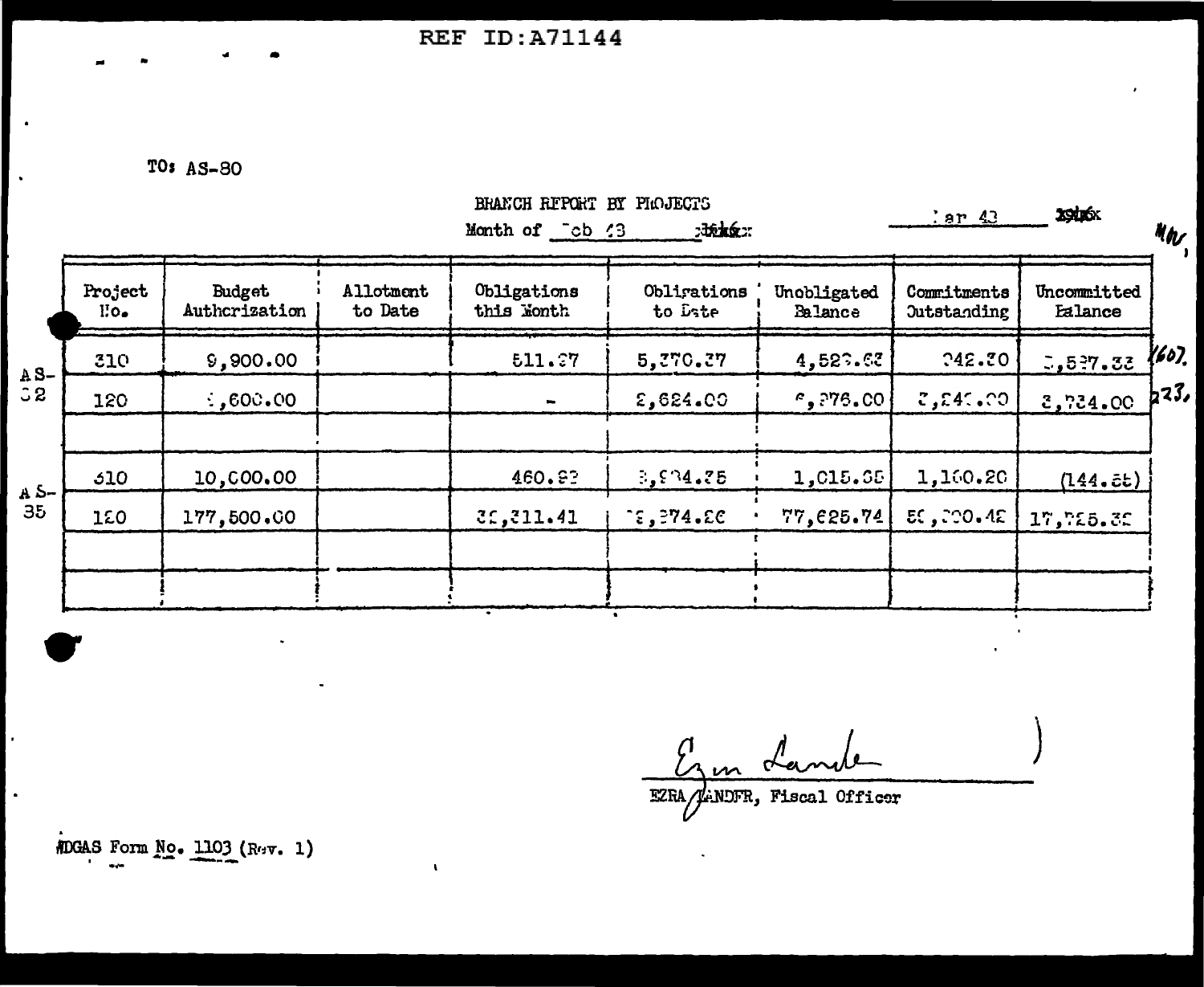REF ID:A71144

TO: AS-80

BRANCH REPORT BY PROJECTS

Month of Feb 43 ~~19 16~~

Mar 43 ~~1946~~

| | Project No. | Budget Authorization | Allotment to Date | Obligations this Month | Obligations to Date | Unobligated Balance | Commitments Outstanding | Uncommitted Balance |
|---|---|---|---|---|---|---|---|---|
| AS-32 | 310 | 9,900.00 | | 511.37 | 5,370.37 | 4,529.63 | 942.30 | 3,587.33 |
| | 120 | 9,600.00 | | - | 2,624.00 | 6,976.00 | 3,240.00 | 3,734.00 |
| | | | | | | | | |
| AS-35 | 310 | 10,000.00 | | 460.93 | 8,984.75 | 1,015.35 | 1,160.20 | (144.85) |
| | 120 | 177,500.00 | | 33,311.41 | 99,874.26 | 77,625.74 | 59,900.42 | 17,725.32 |
| | | | | | | | | |
| | | | | | | | | |

EZRA LANDER, Fiscal Officer

ADGAS Form No. 1103 (Rev. 1)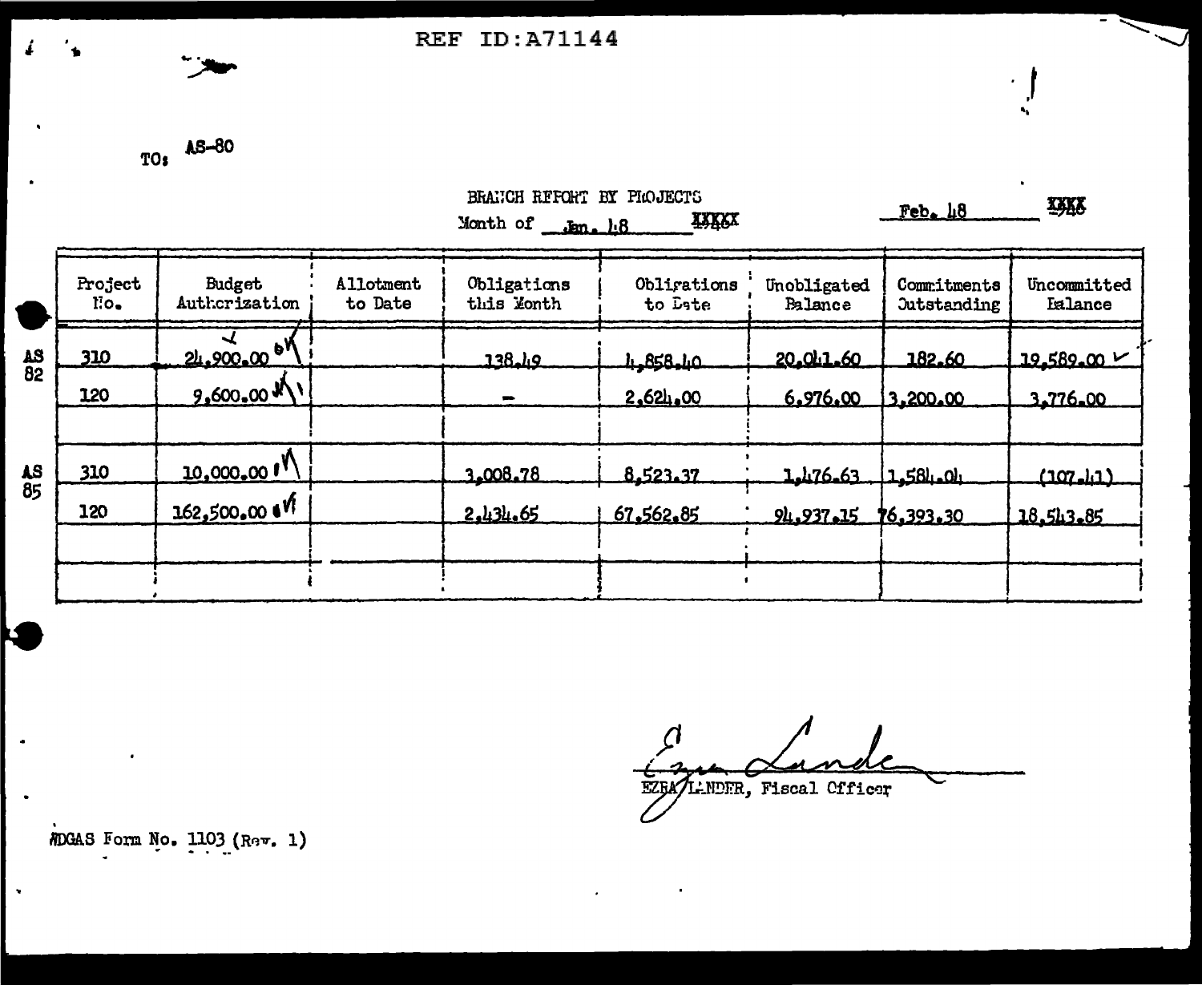REF ID:A71144

TO: AS-80

BRANCH REPORT BY PROJECTS

Month of Jan. 48 ~~1948~~

Feb. 48 ~~1948~~

| | Project No. | Budget Authorization | Allotment to Date | Obligations this Month | Obligations to Date | Unobligated Balance | Commitments Outstanding | Uncommitted Balance |
|---|---|---|---|---|---|---|---|---|
| AS 82 | 310 | 24,900.00 OK | | 138.49 | 4,858.40 | 20,041.60 | 182.60 | 19,589.00 ✓ |
| | 120 | 9,600.00 | | – | 2,624.00 | 6,976.00 | 3,200.00 | 3,776.00 |
| | | | | | | | | |
| AS 85 | 310 | 10,000.00 | | 3,008.78 | 8,523.37 | 1,476.63 | 1,584.04 | (107.41) |
| | 120 | 162,500.00 | | 2,434.65 | 67,562.85 | 94,937.15 | 76,393.30 | 18,543.85 |

EZRA LANDER, Fiscal Officer

ADGAS Form No. 1103 (Rev. 1)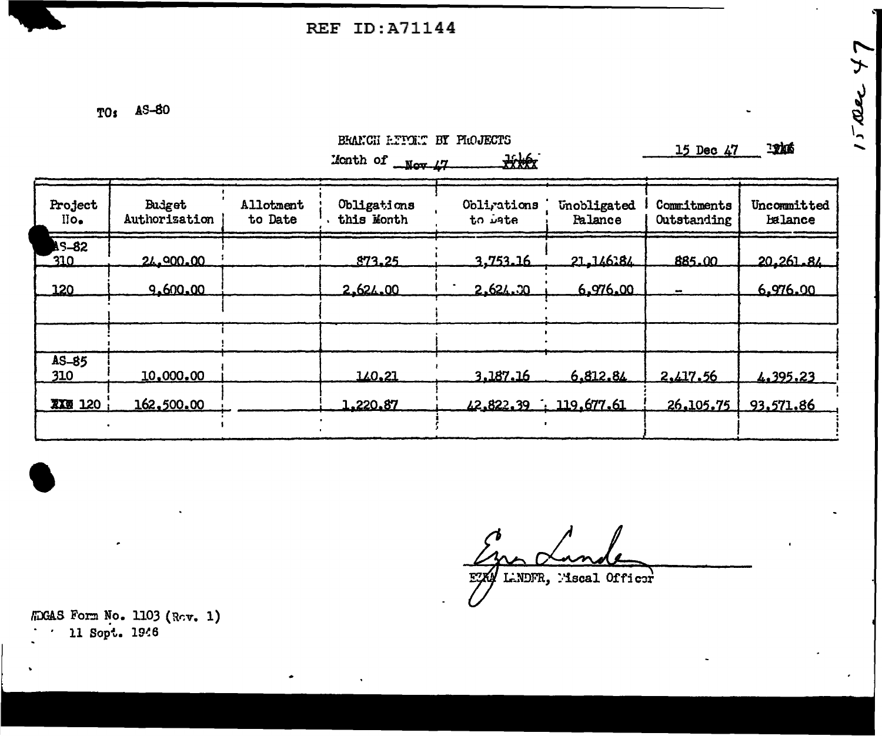REF ID:A71144

TO: AS-80

BRANCH REPORT BY PROJECTS

Month of Nov 47 ~~1946~~

15 Dec 47 ~~1946~~

15 Dec 47

| Project No. | Budget Authorization | Allotment to Date | Obligations this Month | Obligations to Date | Unobligated Balance | Commitments Outstanding | Uncommitted Balance |
|---|---|---|---|---|---|---|---|
| AS-82 | | | | | | | |
| 310 | 24,900.00 | | 873.25 | 3,753.16 | 21,146.84 | 885.00 | 20,261.84 |
| 120 | 9,600.00 | | 2,624.00 | 2,624.00 | 6,976.00 | – | 6,976.00 |
| | | | | | | | |
| | | | | | | | |
| AS-85 | | | | | | | |
| 310 | 10,000.00 | | 140.21 | 3,187.16 | 6,812.84 | 2,417.56 | 4,395.23 |
| ~~XXX~~ 120 | 162,500.00 | | 1,220.87 | 42,822.39 | 119,677.61 | 26,105.75 | 93,571.86 |
| | | | | | | | |

EZRA LANDER, Fiscal Officer

HDGAS Form No. 1103 (Rev. 1)
11 Sept. 1946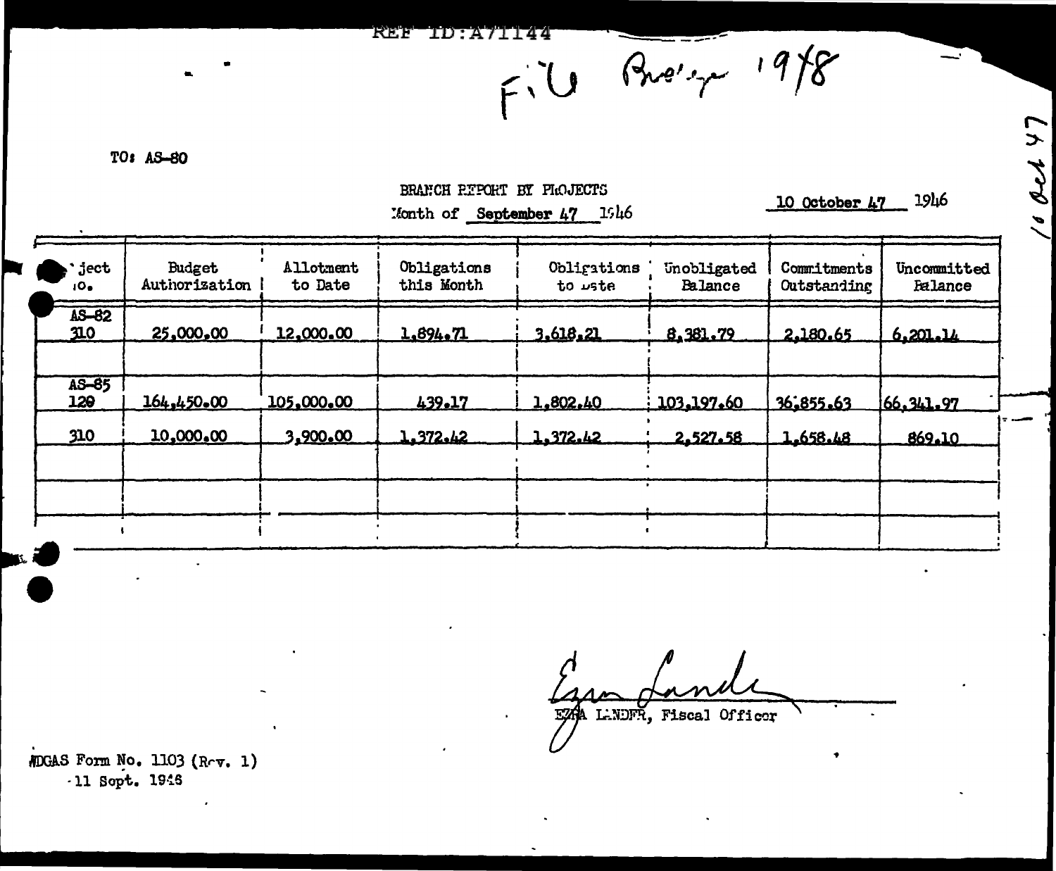REF ID:A71144

File Bridge 1948

10 Oct 47

TO: AS-80

BRANCH REPORT BY PROJECTS

Month of September 47 1946

10 October 47 1946

| Project No. | Budget Authorization | Allotment to Date | Obligations this Month | Obligations to Date | Unobligated Balance | Commitments Outstanding | Uncommitted Balance |
|---|---|---|---|---|---|---|---|
| AS-82 310 | 25,000.00 | 12,000.00 | 1,894.71 | 3,618.21 | 8,381.79 | 2,180.65 | 6,201.14 |
| | | | | | | | |
| AS-85 129 | 164,450.00 | 105,000.00 | 439.17 | 1,802.40 | 103,197.60 | 36,855.63 | 66,341.97 |
| 310 | 10,000.00 | 3,900.00 | 1,372.42 | 1,372.42 | 2,527.58 | 1,658.48 | 869.10 |
| | | | | | | | |
| | | | | | | | |
| | | | | | | | |

Ezra Lander

EZRA LANDER, Fiscal Officer

WDGAS Form No. 1103 (Rev. 1)
11 Sept. 1946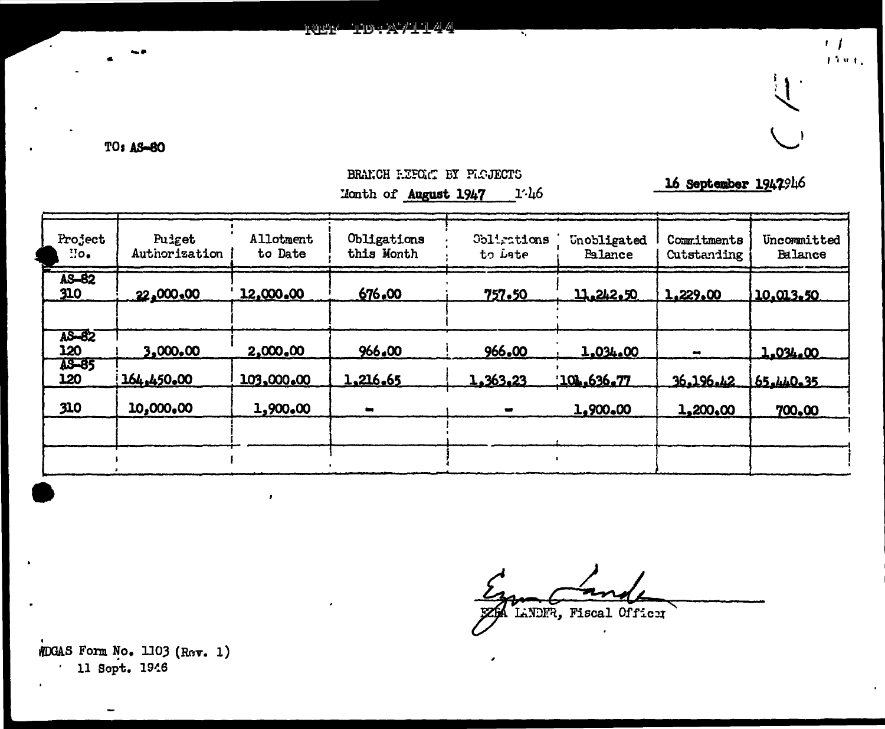TO: AS-80

BRANCH REPORT BY PROJECTS

Month of **August 1947** 1946

**16 September 1947**1946

| Project No. | Budget Authorization | Allotment to Date | Obligations this Month | Obligations to Date | Unobligated Balance | Commitments Outstanding | Uncommitted Balance |
|---|---|---|---|---|---|---|---|
| AS-82 310 | 22,000.00 | 12,000.00 | 676.00 | 757.50 | 11,242.50 | 1,229.00 | 10,013.50 |
| | | | | | | | |
| AS-82 120 | 3,000.00 | 2,000.00 | 966.00 | 966.00 | 1,034.00 | - | 1,034.00 |
| AS-85 120 | 164,450.00 | 103,000.00 | 1,216.65 | 1,363.23 | 101,636.77 | 36,196.42 | 65,440.35 |
| 310 | 10,000.00 | 1,900.00 | - | - | 1,900.00 | 1,200.00 | 700.00 |
| | | | | | | | |
| | | | | | | | |

EZRA LANDER, Fiscal Officer

WDGAS Form No. 1103 (Rev. 1)
11 Sept. 1946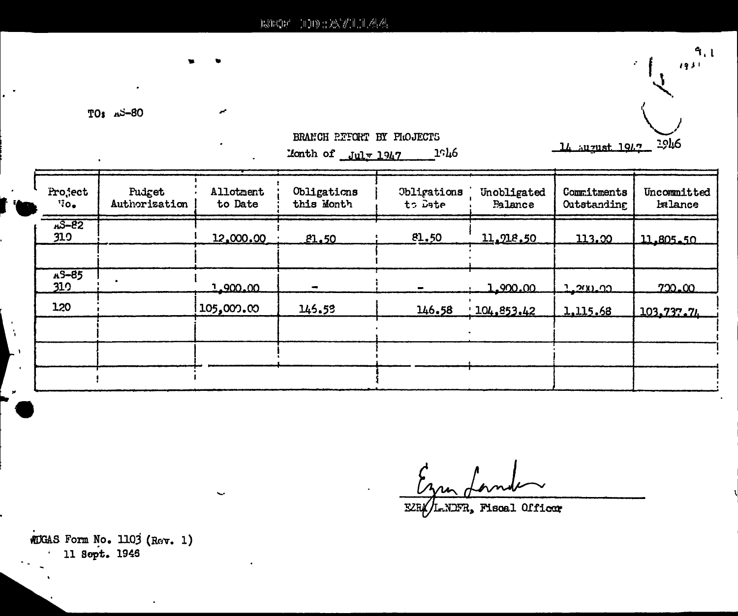TO: AS-80

BRANCH REPORT BY PROJECTS

Month of July 1947 1946

14 August 1947 1946

| Project No. | Budget Authorization | Allotment to Date | Obligations this Month | Obligations to Date | Unobligated Balance | Commitments Outstanding | Uncommitted Balance |
|---|---|---|---|---|---|---|---|
| AS-82 310 | | 12,000.00 | 81.50 | 81.50 | 11,918.50 | 113.00 | 11,805.50 |
| | | | | | | | |
| AS-85 310 | | 1,900.00 | - | - | 1,900.00 | 1,200.00 | 700.00 |
| 120 | | 105,000.00 | 146.58 | 146.58 | 104,853.42 | 1,115.68 | 103,737.74 |
| | | | | | | | |
| | | | | | | | |
| | | | | | | | |

Ezra Lander

EZRA LANDER, Fiscal Officer

WDGAS Form No. 1103 (Rev. 1)
11 Sept. 1946